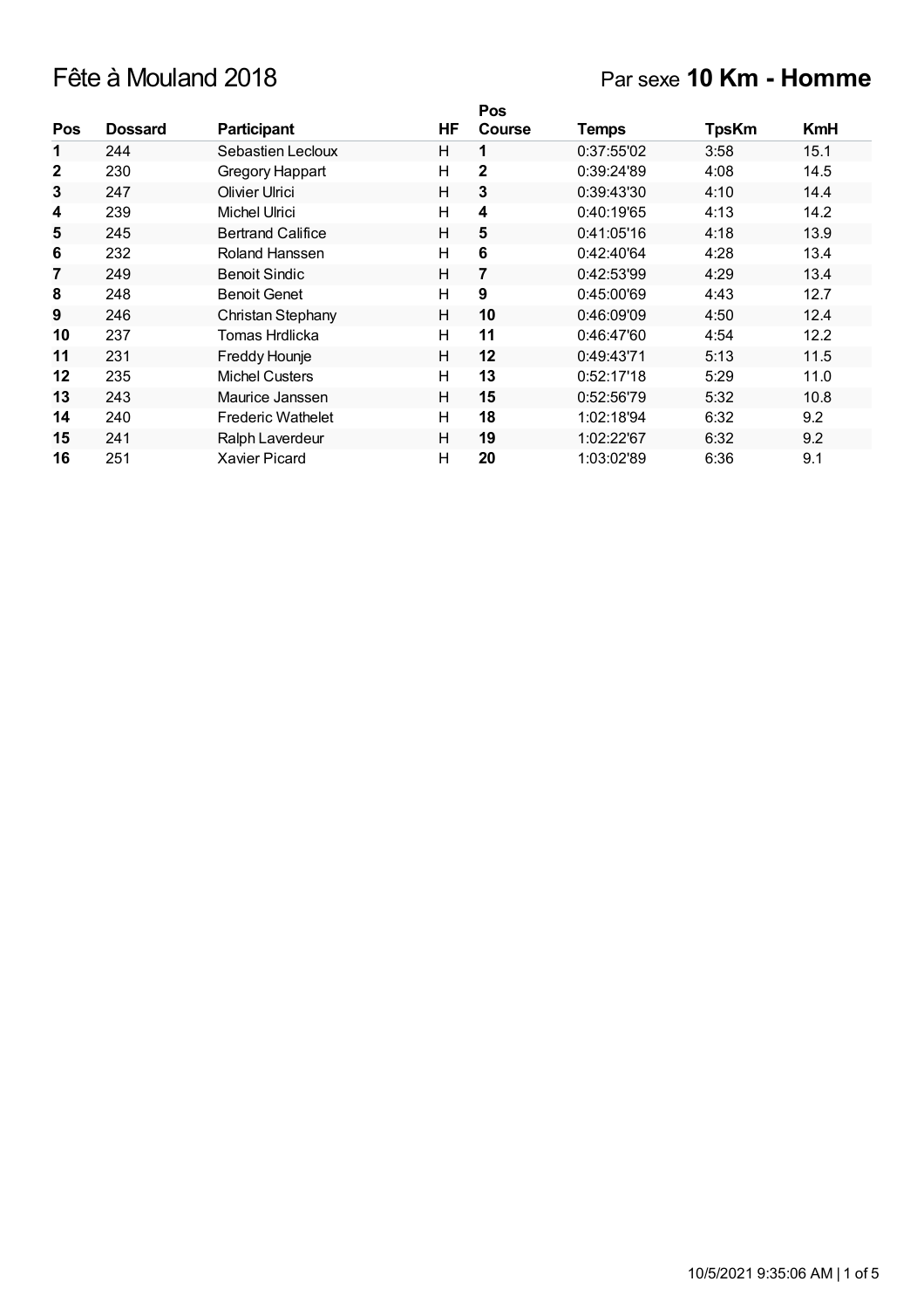# Fête à Mouland 2018

## Par sexe **10 Km - Homme**

| Pos | Dossard | Participant | HF | Pos Course | Temps | TpsKm | KmH |
|---|---|---|---|---|---|---|---|
| **1** | 244 | Sebastien Lecloux | H | **1** | 0:37:55'02 | 3:58 | 15.1 |
| **2** | 230 | Gregory Happart | H | **2** | 0:39:24'89 | 4:08 | 14.5 |
| **3** | 247 | Olivier Ulrici | H | **3** | 0:39:43'30 | 4:10 | 14.4 |
| **4** | 239 | Michel Ulrici | H | **4** | 0:40:19'65 | 4:13 | 14.2 |
| **5** | 245 | Bertrand Califice | H | **5** | 0:41:05'16 | 4:18 | 13.9 |
| **6** | 232 | Roland Hanssen | H | **6** | 0:42:40'64 | 4:28 | 13.4 |
| **7** | 249 | Benoit Sindic | H | **7** | 0:42:53'99 | 4:29 | 13.4 |
| **8** | 248 | Benoit Genet | H | **9** | 0:45:00'69 | 4:43 | 12.7 |
| **9** | 246 | Christan Stephany | H | **10** | 0:46:09'09 | 4:50 | 12.4 |
| **10** | 237 | Tomas Hrdlicka | H | **11** | 0:46:47'60 | 4:54 | 12.2 |
| **11** | 231 | Freddy Hounje | H | **12** | 0:49:43'71 | 5:13 | 11.5 |
| **12** | 235 | Michel Custers | H | **13** | 0:52:17'18 | 5:29 | 11.0 |
| **13** | 243 | Maurice Janssen | H | **15** | 0:52:56'79 | 5:32 | 10.8 |
| **14** | 240 | Frederic Wathelet | H | **18** | 1:02:18'94 | 6:32 | 9.2 |
| **15** | 241 | Ralph Laverdeur | H | **19** | 1:02:22'67 | 6:32 | 9.2 |
| **16** | 251 | Xavier Picard | H | **20** | 1:03:02'89 | 6:36 | 9.1 |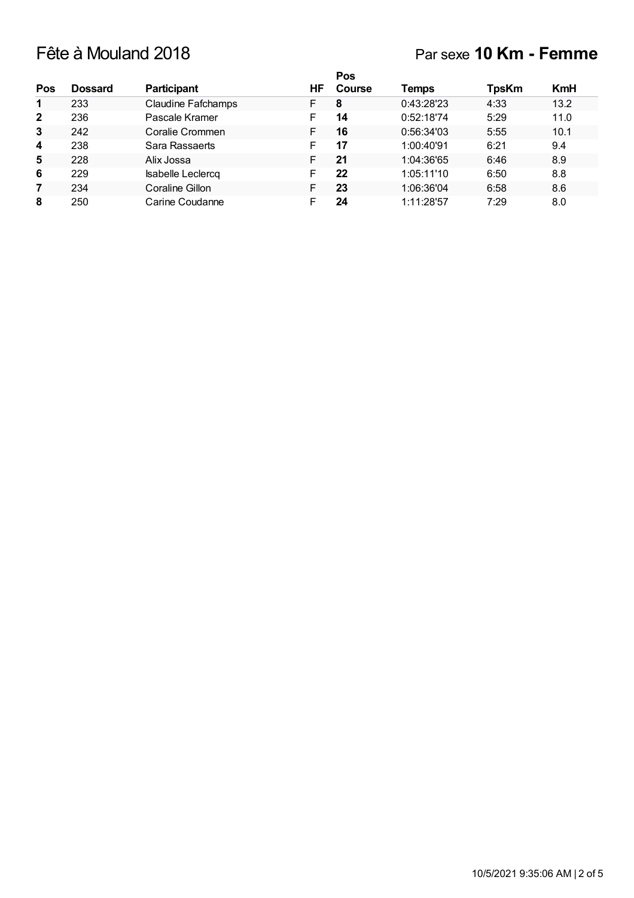# Fête à Mouland 2018

## Par sexe **10 Km - Femme**

| Pos | Dossard | Participant | HF | Pos Course | Temps | TpsKm | KmH |
|---|---|---|---|---|---|---|---|
| **1** | 233 | Claudine Fafchamps | F | **8** | 0:43:28'23 | 4:33 | 13.2 |
| **2** | 236 | Pascale Kramer | F | **14** | 0:52:18'74 | 5:29 | 11.0 |
| **3** | 242 | Coralie Crommen | F | **16** | 0:56:34'03 | 5:55 | 10.1 |
| **4** | 238 | Sara Rassaerts | F | **17** | 1:00:40'91 | 6:21 | 9.4 |
| **5** | 228 | Alix Jossa | F | **21** | 1:04:36'65 | 6:46 | 8.9 |
| **6** | 229 | Isabelle Leclercq | F | **22** | 1:05:11'10 | 6:50 | 8.8 |
| **7** | 234 | Coraline Gillon | F | **23** | 1:06:36'04 | 6:58 | 8.6 |
| **8** | 250 | Carine Coudanne | F | **24** | 1:11:28'57 | 7:29 | 8.0 |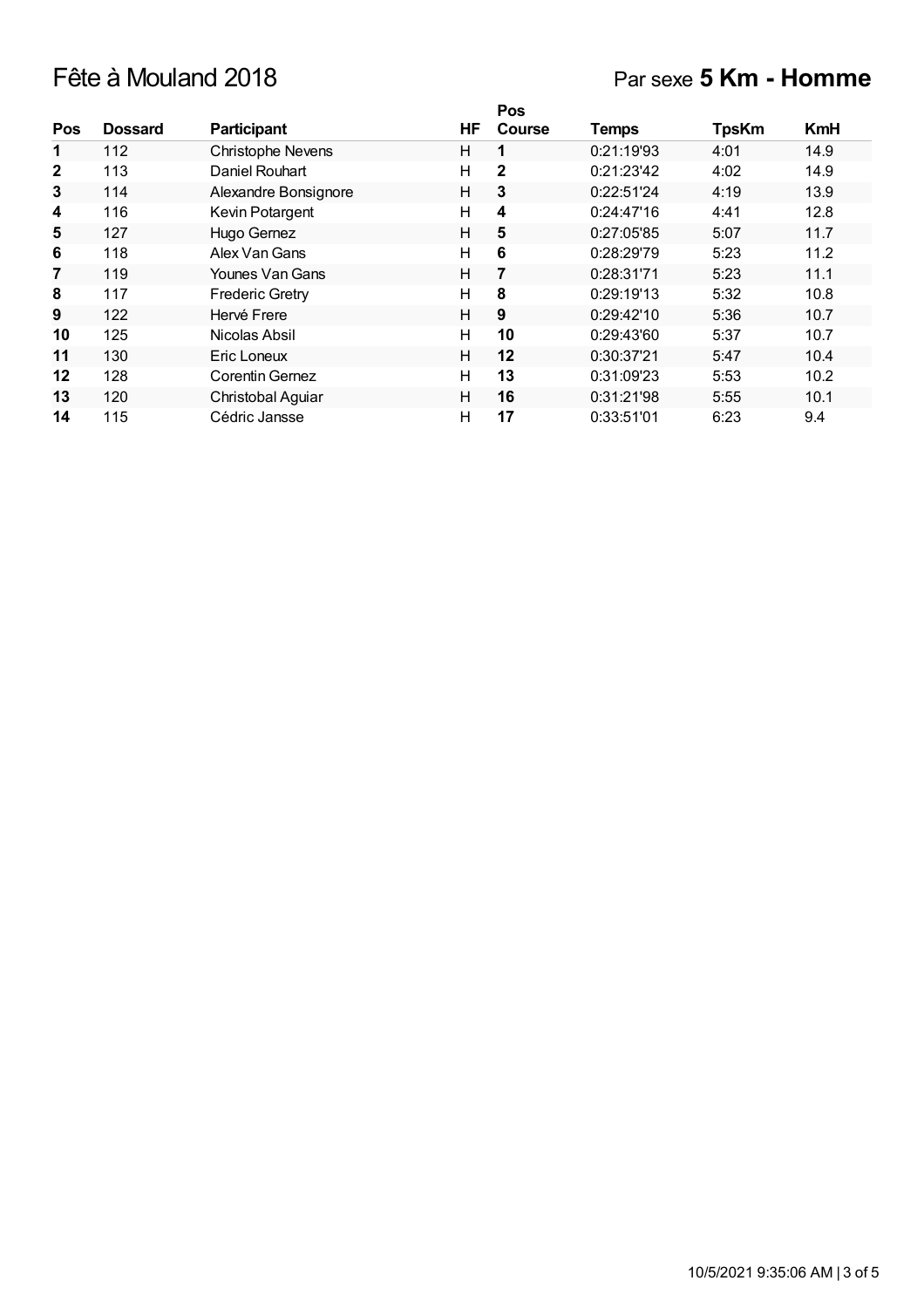# Fête à Mouland 2018

## Par sexe **5 Km - Homme**

| Pos | Dossard | Participant | HF | Pos Course | Temps | TpsKm | KmH |
|---|---|---|---|---|---|---|---|
| **1** | 112 | Christophe Nevens | H | **1** | 0:21:19'93 | 4:01 | 14.9 |
| **2** | 113 | Daniel Rouhart | H | **2** | 0:21:23'42 | 4:02 | 14.9 |
| **3** | 114 | Alexandre Bonsignore | H | **3** | 0:22:51'24 | 4:19 | 13.9 |
| **4** | 116 | Kevin Potargent | H | **4** | 0:24:47'16 | 4:41 | 12.8 |
| **5** | 127 | Hugo Gernez | H | **5** | 0:27:05'85 | 5:07 | 11.7 |
| **6** | 118 | Alex Van Gans | H | **6** | 0:28:29'79 | 5:23 | 11.2 |
| **7** | 119 | Younes Van Gans | H | **7** | 0:28:31'71 | 5:23 | 11.1 |
| **8** | 117 | Frederic Gretry | H | **8** | 0:29:19'13 | 5:32 | 10.8 |
| **9** | 122 | Hervé Frere | H | **9** | 0:29:42'10 | 5:36 | 10.7 |
| **10** | 125 | Nicolas Absil | H | **10** | 0:29:43'60 | 5:37 | 10.7 |
| **11** | 130 | Eric Loneux | H | **12** | 0:30:37'21 | 5:47 | 10.4 |
| **12** | 128 | Corentin Gernez | H | **13** | 0:31:09'23 | 5:53 | 10.2 |
| **13** | 120 | Christobal Aguiar | H | **16** | 0:31:21'98 | 5:55 | 10.1 |
| **14** | 115 | Cédric Jansse | H | **17** | 0:33:51'01 | 6:23 | 9.4 |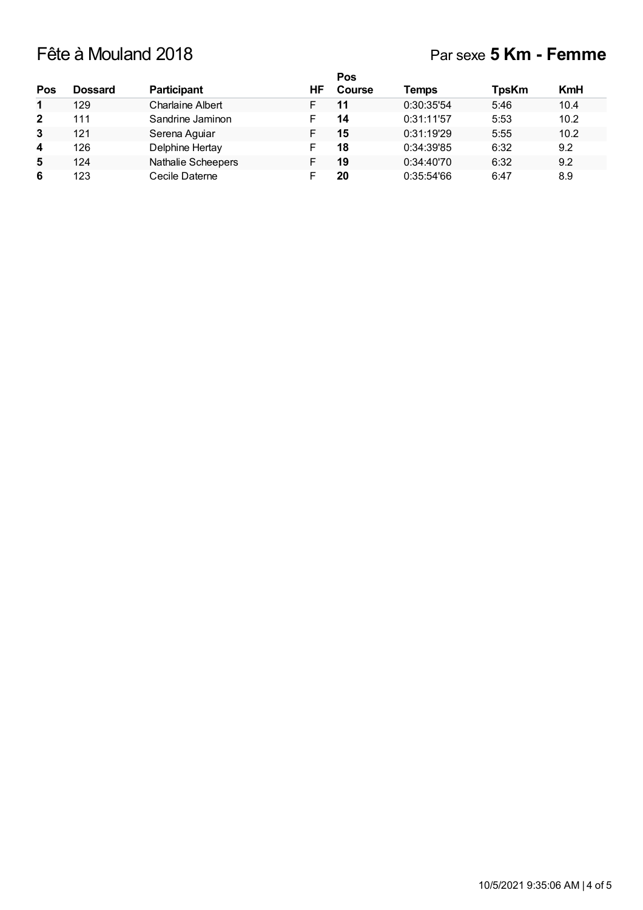# Fête à Mouland 2018

## Par sexe **5 Km - Femme**

| Pos | Dossard | Participant | HF | Pos Course | Temps | TpsKm | KmH |
|---|---|---|---|---|---|---|---|
| **1** | 129 | Charlaine Albert | F | **11** | 0:30:35'54 | 5:46 | 10.4 |
| **2** | 111 | Sandrine Jaminon | F | **14** | 0:31:11'57 | 5:53 | 10.2 |
| **3** | 121 | Serena Aguiar | F | **15** | 0:31:19'29 | 5:55 | 10.2 |
| **4** | 126 | Delphine Hertay | F | **18** | 0:34:39'85 | 6:32 | 9.2 |
| **5** | 124 | Nathalie Scheepers | F | **19** | 0:34:40'70 | 6:32 | 9.2 |
| **6** | 123 | Cecile Daterne | F | **20** | 0:35:54'66 | 6:47 | 8.9 |